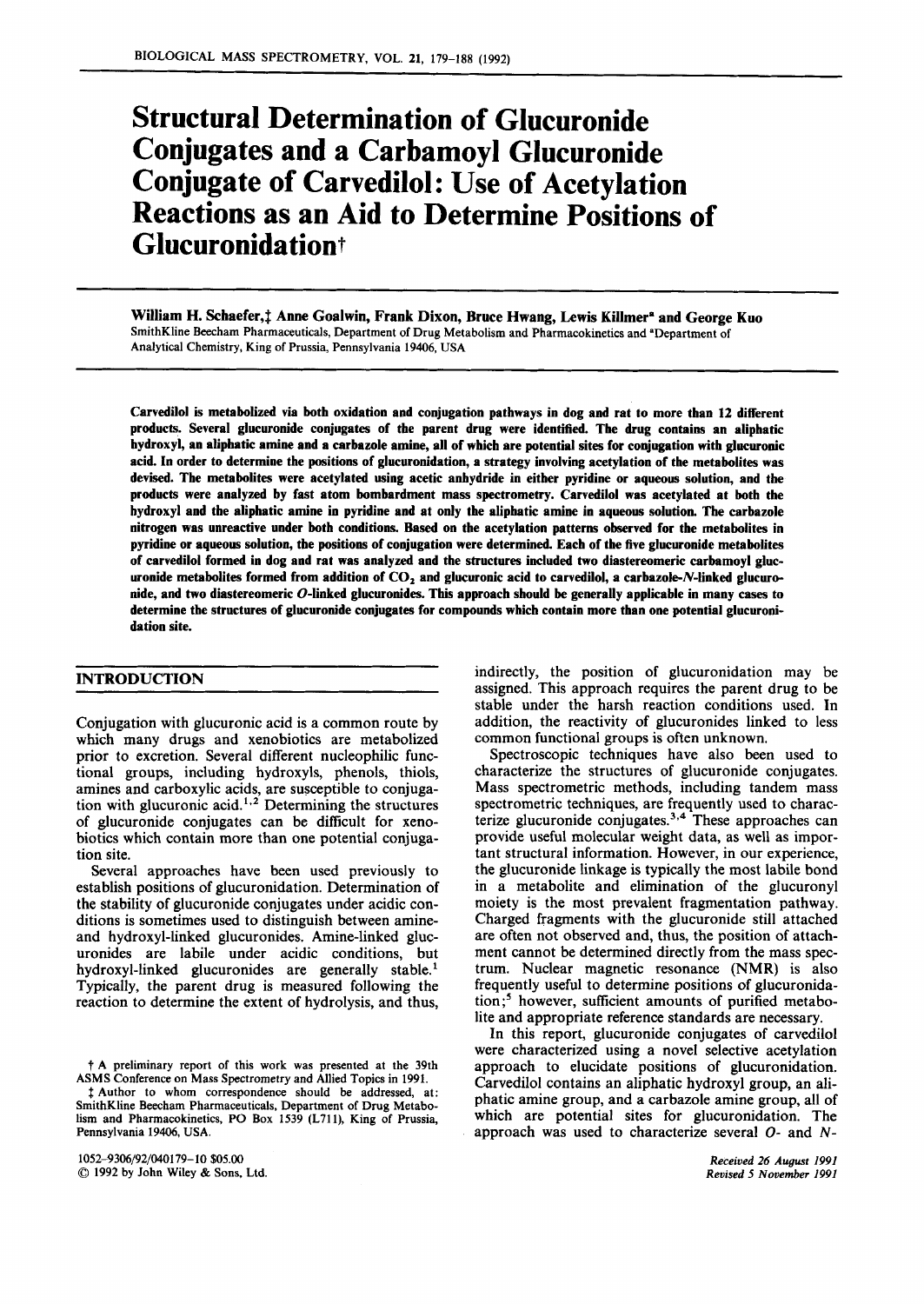# Structural Determination of Glucuronide Conjugates and a Carbamoyl Glucuronide Conjugate of Carvedilol: Use of Acetylation Reactions as an Aid to Determine Positions of Glucuronidation†

**William H. Schaefer,‡ Anne Goalwin, Frank Dixon, Bruce Hwang, Lewis Killmer[a] and George Kuo**

SmithKline Beecham Pharmaceuticals, Department of Drug Metabolism and Pharmacokinetics and [a]Department of Analytical Chemistry, King of Prussia, Pennsylvania 19406, USA

**Carvedilol is metabolized via both oxidation and conjugation pathways in dog and rat to more than 12 different products. Several glucuronide conjugates of the parent drug were identified. The drug contains an aliphatic hydroxyl, an aliphatic amine and a carbazole amine, all of which are potential sites for conjugation with glucuronic acid. In order to determine the positions of glucuronidation, a strategy involving acetylation of the metabolites was devised. The metabolites were acetylated using acetic anhydride in either pyridine or aqueous solution, and the products were analyzed by fast atom bombardment mass spectrometry. Carvedilol was acetylated at both the hydroxyl and the aliphatic amine in pyridine and at only the aliphatic amine in aqueous solution. The carbazole nitrogen was unreactive under both conditions. Based on the acetylation patterns observed for the metabolites in pyridine or aqueous solution, the positions of conjugation were determined. Each of the five glucuronide metabolites of carvedilol formed in dog and rat was analyzed and the structures included two diastereomeric carbamoyl glucuronide metabolites formed from addition of $CO_2$ and glucuronic acid to carvedilol, a carbazole-*N*-linked glucuronide, and two diastereomeric *O*-linked glucuronides. This approach should be generally applicable in many cases to determine the structures of glucuronide conjugates for compounds which contain more than one potential glucuronidation site.**

## INTRODUCTION

Conjugation with glucuronic acid is a common route by which many drugs and xenobiotics are metabolized prior to excretion. Several different nucleophilic functional groups, including hydroxyls, phenols, thiols, amines and carboxylic acids, are susceptible to conjugation with glucuronic acid.[1,2] Determining the structures of glucuronide conjugates can be difficult for xenobiotics which contain more than one potential conjugation site.

Several approaches have been used previously to establish positions of glucuronidation. Determination of the stability of glucuronide conjugates under acidic conditions is sometimes used to distinguish between amine- and hydroxyl-linked glucuronides. Amine-linked glucuronides are labile under acidic conditions, but hydroxyl-linked glucuronides are generally stable.[1] Typically, the parent drug is measured following the reaction to determine the extent of hydrolysis, and thus, indirectly, the position of glucuronidation may be assigned. This approach requires the parent drug to be stable under the harsh reaction conditions used. In addition, the reactivity of glucuronides linked to less common functional groups is often unknown.

Spectroscopic techniques have also been used to characterize the structures of glucuronide conjugates. Mass spectrometric methods, including tandem mass spectrometric techniques, are frequently used to characterize glucuronide conjugates.[3,4] These approaches can provide useful molecular weight data, as well as important structural information. However, in our experience, the glucuronide linkage is typically the most labile bond in a metabolite and elimination of the glucuronyl moiety is the most prevalent fragmentation pathway. Charged fragments with the glucuronide still attached are often not observed and, thus, the position of attachment cannot be determined directly from the mass spectrum. Nuclear magnetic resonance (NMR) is also frequently useful to determine positions of glucuronidation;[5] however, sufficient amounts of purified metabolite and appropriate reference standards are necessary.

In this report, glucuronide conjugates of carvedilol were characterized using a novel selective acetylation approach to elucidate positions of glucuronidation. Carvedilol contains an aliphatic hydroxyl group, an aliphatic amine group, and a carbazole amine group, all of which are potential sites for glucuronidation. The approach was used to characterize several *O*- and *N*-

† A preliminary report of this work was presented at the 39th ASMS Conference on Mass Spectrometry and Allied Topics in 1991.

‡ Author to whom correspondence should be addressed, at: SmithKline Beecham Pharmaceuticals, Department of Drug Metabolism and Pharmacokinetics, PO Box 1539 (L711), King of Prussia, Pennsylvania 19406, USA.

1052–9306/92/040179–10 $05.00
© 1992 by John Wiley & Sons, Ltd.

*Received 26 August 1991*
*Revised 5 November 1991*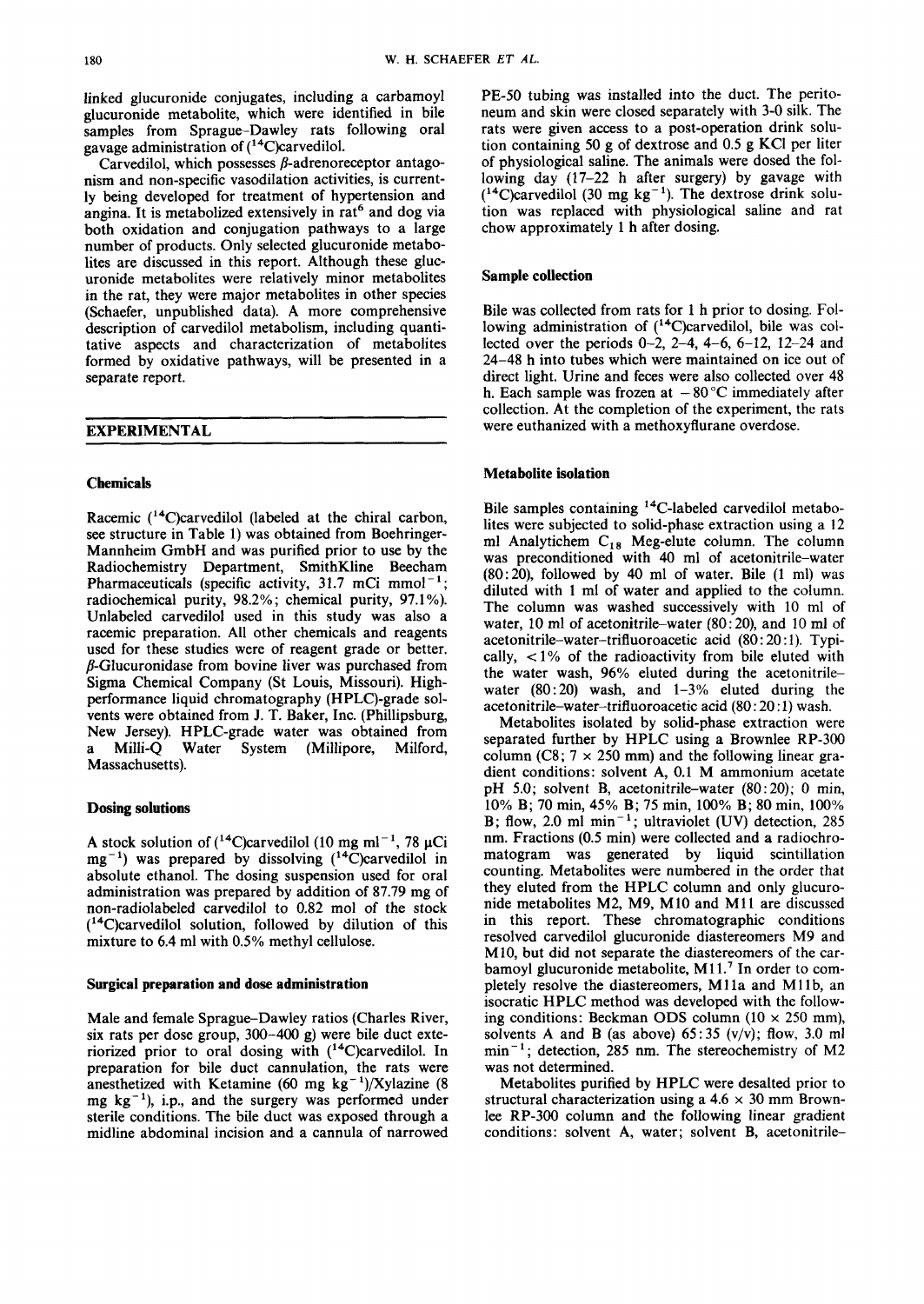linked glucuronide conjugates, including a carbamoyl glucuronide metabolite, which were identified in bile samples from Sprague-Dawley rats following oral gavage administration of ($^{14}$C)carvedilol.

Carvedilol, which possesses β-adrenoreceptor antagonism and non-specific vasodilation activities, is currently being developed for treatment of hypertension and angina. It is metabolized extensively in rat[6] and dog via both oxidation and conjugation pathways to a large number of products. Only selected glucuronide metabolites are discussed in this report. Although these glucuronide metabolites were relatively minor metabolites in the rat, they were major metabolites in other species (Schaefer, unpublished data). A more comprehensive description of carvedilol metabolism, including quantitative aspects and characterization of metabolites formed by oxidative pathways, will be presented in a separate report.

## EXPERIMENTAL

### Chemicals

Racemic ($^{14}$C)carvedilol (labeled at the chiral carbon, see structure in Table 1) was obtained from Boehringer-Mannheim GmbH and was purified prior to use by the Radiochemistry Department, SmithKline Beecham Pharmaceuticals (specific activity, 31.7 mCi mmol$^{-1}$; radiochemical purity, 98.2%; chemical purity, 97.1%). Unlabeled carvedilol used in this study was also a racemic preparation. All other chemicals and reagents used for these studies were of reagent grade or better. β-Glucuronidase from bovine liver was purchased from Sigma Chemical Company (St Louis, Missouri). High-performance liquid chromatography (HPLC)-grade solvents were obtained from J. T. Baker, Inc. (Phillipsburg, New Jersey). HPLC-grade water was obtained from a Milli-Q Water System (Millipore, Milford, Massachusetts).

### Dosing solutions

A stock solution of ($^{14}$C)carvedilol (10 mg ml$^{-1}$, 78 μCi mg$^{-1}$) was prepared by dissolving ($^{14}$C)carvedilol in absolute ethanol. The dosing suspension used for oral administration was prepared by addition of 87.79 mg of non-radiolabeled carvedilol to 0.82 mol of the stock ($^{14}$C)carvedilol solution, followed by dilution of this mixture to 6.4 ml with 0.5% methyl cellulose.

### Surgical preparation and dose administration

Male and female Sprague-Dawley ratios (Charles River, six rats per dose group, 300–400 g) were bile duct exteriorized prior to oral dosing with ($^{14}$C)carvedilol. In preparation for bile duct cannulation, the rats were anesthetized with Ketamine (60 mg kg$^{-1}$)/Xylazine (8 mg kg$^{-1}$), i.p., and the surgery was performed under sterile conditions. The bile duct was exposed through a midline abdominal incision and a cannula of narrowed PE-50 tubing was installed into the duct. The peritoneum and skin were closed separately with 3-0 silk. The rats were given access to a post-operation drink solution containing 50 g of dextrose and 0.5 g KCl per liter of physiological saline. The animals were dosed the following day (17–22 h after surgery) by gavage with ($^{14}$C)carvedilol (30 mg kg$^{-1}$). The dextrose drink solution was replaced with physiological saline and rat chow approximately 1 h after dosing.

### Sample collection

Bile was collected from rats for 1 h prior to dosing. Following administration of ($^{14}$C)carvedilol, bile was collected over the periods 0–2, 2–4, 4–6, 6–12, 12–24 and 24–48 h into tubes which were maintained on ice out of direct light. Urine and feces were also collected over 48 h. Each sample was frozen at −80 °C immediately after collection. At the completion of the experiment, the rats were euthanized with a methoxyflurane overdose.

### Metabolite isolation

Bile samples containing $^{14}$C-labeled carvedilol metabolites were subjected to solid-phase extraction using a 12 ml Analytichem $C_{18}$ Meg-elute column. The column was preconditioned with 40 ml of acetonitrile–water (80:20), followed by 40 ml of water. Bile (1 ml) was diluted with 1 ml of water and applied to the column. The column was washed successively with 10 ml of water, 10 ml of acetonitrile–water (80:20), and 10 ml of acetonitrile–water–trifluoroacetic acid (80:20:1). Typically, <1% of the radioactivity from bile eluted with the water wash, 96% eluted during the acetonitrile–water (80:20) wash, and 1–3% eluted during the acetonitrile–water–trifluoroacetic acid (80:20:1) wash.

Metabolites isolated by solid-phase extraction were separated further by HPLC using a Brownlee RP-300 column (C8; 7 × 250 mm) and the following linear gradient conditions: solvent A, 0.1 M ammonium acetate pH 5.0; solvent B, acetonitrile–water (80:20); 0 min, 10% B; 70 min, 45% B; 75 min, 100% B; 80 min, 100% B; flow, 2.0 ml min$^{-1}$; ultraviolet (UV) detection, 285 nm. Fractions (0.5 min) were collected and a radiochromatogram was generated by liquid scintillation counting. Metabolites were numbered in the order that they eluted from the HPLC column and only glucuronide metabolites M2, M9, M10 and M11 are discussed in this report. These chromatographic conditions resolved carvedilol glucuronide diastereomers M9 and M10, but did not separate the diastereomers of the carbamoyl glucuronide metabolite, M11.[7] In order to completely resolve the diastereomers, M11a and M11b, an isocratic HPLC method was developed with the following conditions: Beckman ODS column (10 × 250 mm), solvents A and B (as above) 65:35 (v/v); flow, 3.0 ml min$^{-1}$; detection, 285 nm. The stereochemistry of M2 was not determined.

Metabolites purified by HPLC were desalted prior to structural characterization using a 4.6 × 30 mm Brownlee RP-300 column and the following linear gradient conditions: solvent A, water; solvent B, acetonitrile–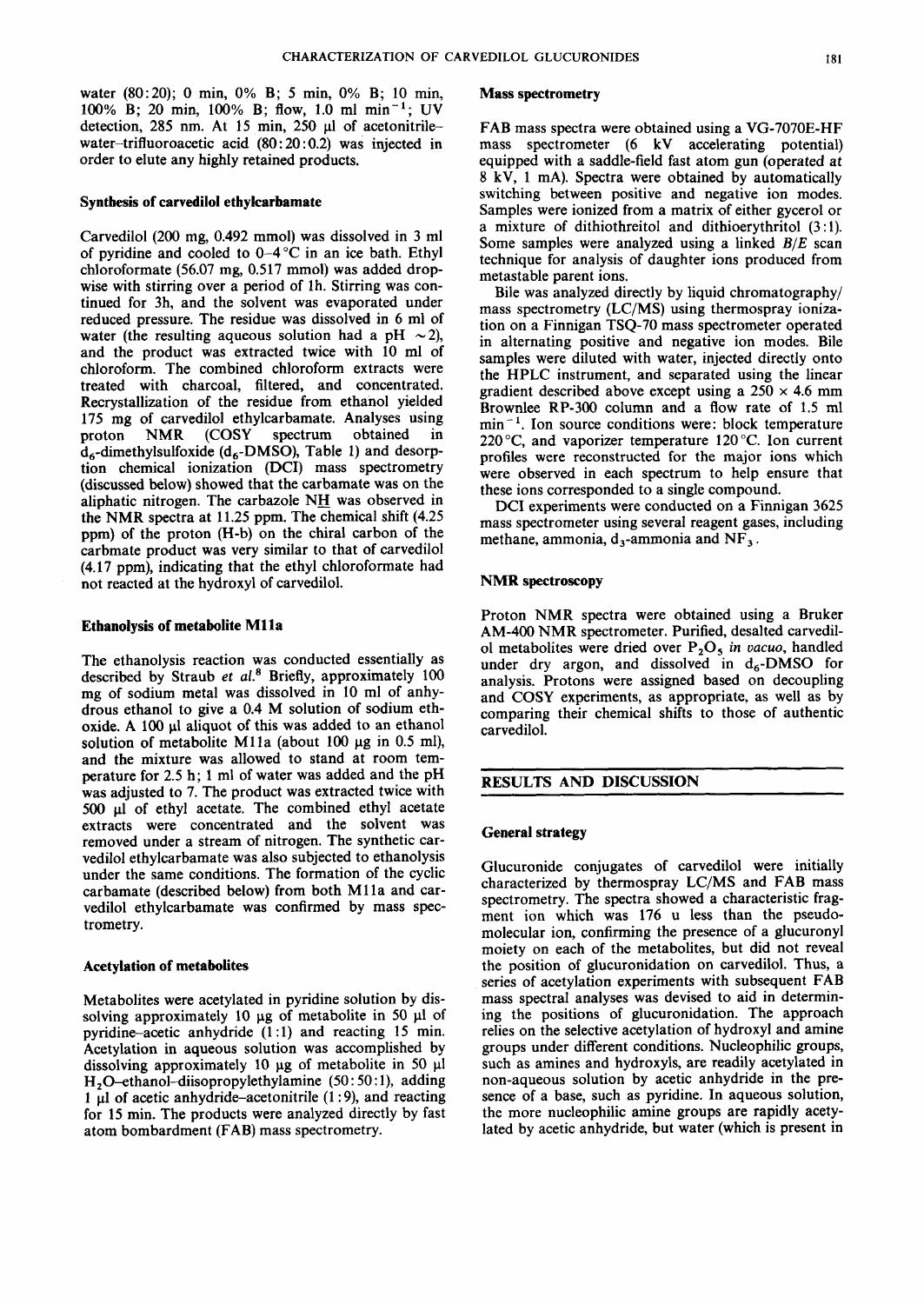water (80:20); 0 min, 0% B; 5 min, 0% B; 10 min, 100% B; 20 min, 100% B; flow, 1.0 ml min$^{-1}$; UV detection, 285 nm. At 15 min, 250 µl of acetonitrile–water–trifluoroacetic acid (80:20:0.2) was injected in order to elute any highly retained products.

### Synthesis of carvedilol ethylcarbamate

Carvedilol (200 mg, 0.492 mmol) was dissolved in 3 ml of pyridine and cooled to 0–4 °C in an ice bath. Ethyl chloroformate (56.07 mg, 0.517 mmol) was added dropwise with stirring over a period of 1h. Stirring was continued for 3h, and the solvent was evaporated under reduced pressure. The residue was dissolved in 6 ml of water (the resulting aqueous solution had a pH ~2), and the product was extracted twice with 10 ml of chloroform. The combined chloroform extracts were treated with charcoal, filtered, and concentrated. Recrystallization of the residue from ethanol yielded 175 mg of carvedilol ethylcarbamate. Analyses using proton NMR (COSY spectrum obtained in $d_6$-dimethylsulfoxide ($d_6$-DMSO), Table 1) and desorption chemical ionization (DCI) mass spectrometry (discussed below) showed that the carbamate was on the aliphatic nitrogen. The carbazole N<u>H</u> was observed in the NMR spectra at 11.25 ppm. The chemical shift (4.25 ppm) of the proton (H-b) on the chiral carbon of the carbmate product was very similar to that of carvedilol (4.17 ppm), indicating that the ethyl chloroformate had not reacted at the hydroxyl of carvedilol.

### Ethanolysis of metabolite M11a

The ethanolysis reaction was conducted essentially as described by Straub *et al.*[8] Briefly, approximately 100 mg of sodium metal was dissolved in 10 ml of anhydrous ethanol to give a 0.4 M solution of sodium ethoxide. A 100 µl aliquot of this was added to an ethanol solution of metabolite M11a (about 100 µg in 0.5 ml), and the mixture was allowed to stand at room temperature for 2.5 h; 1 ml of water was added and the pH was adjusted to 7. The product was extracted twice with 500 µl of ethyl acetate. The combined ethyl acetate extracts were concentrated and the solvent was removed under a stream of nitrogen. The synthetic carvedilol ethylcarbamate was also subjected to ethanolysis under the same conditions. The formation of the cyclic carbamate (described below) from both M11a and carvedilol ethylcarbamate was confirmed by mass spectrometry.

### Acetylation of metabolites

Metabolites were acetylated in pyridine solution by dissolving approximately 10 µg of metabolite in 50 µl of pyridine–acetic anhydride (1:1) and reacting 15 min. Acetylation in aqueous solution was accomplished by dissolving approximately 10 µg of metabolite in 50 µl $H_2O$–ethanol–diisopropylethylamine (50:50:1), adding 1 µl of acetic anhydride–acetonitrile (1:9), and reacting for 15 min. The products were analyzed directly by fast atom bombardment (FAB) mass spectrometry.

### Mass spectrometry

FAB mass spectra were obtained using a VG-7070E-HF mass spectrometer (6 kV accelerating potential) equipped with a saddle-field fast atom gun (operated at 8 kV, 1 mA). Spectra were obtained by automatically switching between positive and negative ion modes. Samples were ionized from a matrix of either gycerol or a mixture of dithiothreitol and dithioerythritol (3:1). Some samples were analyzed using a linked $B/E$ scan technique for analysis of daughter ions produced from metastable parent ions.

Bile was analyzed directly by liquid chromatography/mass spectrometry (LC/MS) using thermospray ionization on a Finnigan TSQ-70 mass spectrometer operated in alternating positive and negative ion modes. Bile samples were diluted with water, injected directly onto the HPLC instrument, and separated using the linear gradient described above except using a 250 × 4.6 mm Brownlee RP-300 column and a flow rate of 1.5 ml min$^{-1}$. Ion source conditions were: block temperature 220 °C, and vaporizer temperature 120 °C. Ion current profiles were reconstructed for the major ions which were observed in each spectrum to help ensure that these ions corresponded to a single compound.

DCI experiments were conducted on a Finnigan 3625 mass spectrometer using several reagent gases, including methane, ammonia, $d_3$-ammonia and $NF_3$.

### NMR spectroscopy

Proton NMR spectra were obtained using a Bruker AM-400 NMR spectrometer. Purified, desalted carvedilol metabolites were dried over $P_2O_5$ *in vacuo*, handled under dry argon, and dissolved in $d_6$-DMSO for analysis. Protons were assigned based on decoupling and COSY experiments, as appropriate, as well as by comparing their chemical shifts to those of authentic carvedilol.

## RESULTS AND DISCUSSION

### General strategy

Glucuronide conjugates of carvedilol were initially characterized by thermospray LC/MS and FAB mass spectrometry. The spectra showed a characteristic fragment ion which was 176 u less than the pseudomolecular ion, confirming the presence of a glucuronyl moiety on each of the metabolites, but did not reveal the position of glucuronidation on carvedilol. Thus, a series of acetylation experiments with subsequent FAB mass spectral analyses was devised to aid in determining the positions of glucuronidation. The approach relies on the selective acetylation of hydroxyl and amine groups under different conditions. Nucleophilic groups, such as amines and hydroxyls, are readily acetylated in non-aqueous solution by acetic anhydride in the presence of a base, such as pyridine. In aqueous solution, the more nucleophilic amine groups are rapidly acetylated by acetic anhydride, but water (which is present in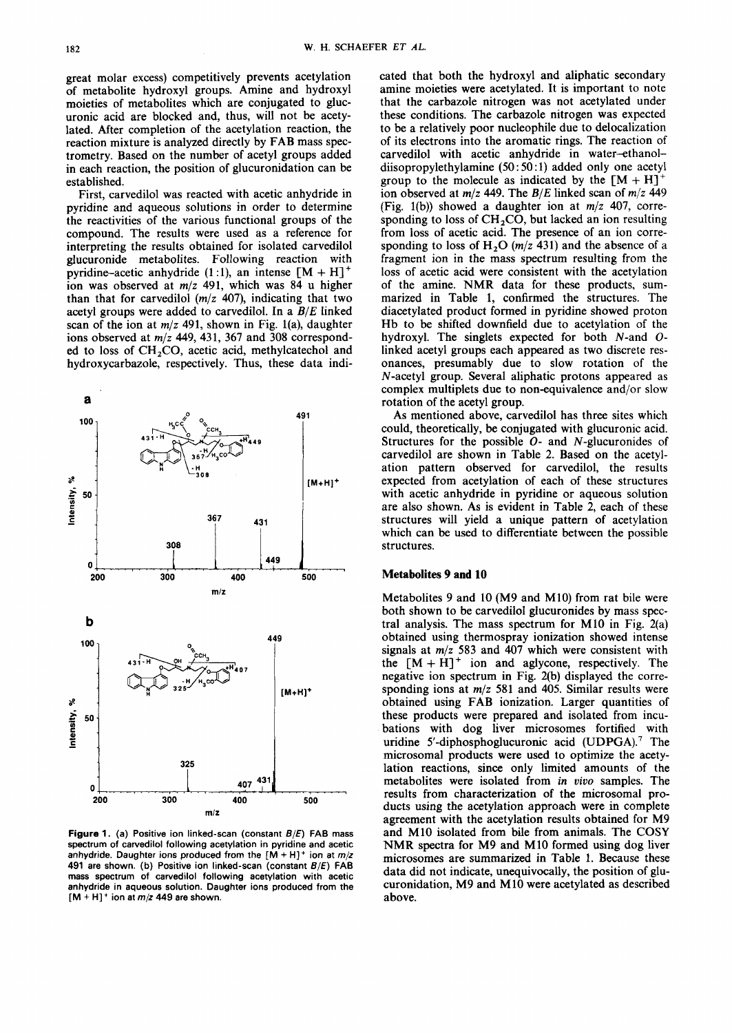great molar excess) competitively prevents acetylation of metabolite hydroxyl groups. Amine and hydroxyl moieties of metabolites which are conjugated to glucuronic acid are blocked and, thus, will not be acetylated. After completion of the acetylation reaction, the reaction mixture is analyzed directly by FAB mass spectrometry. Based on the number of acetyl groups added in each reaction, the position of glucuronidation can be established.

First, carvedilol was reacted with acetic anhydride in pyridine and aqueous solutions in order to determine the reactivities of the various functional groups of the compound. The results were used as a reference for interpreting the results obtained for isolated carvedilol glucuronide metabolites. Following reaction with pyridine–acetic anhydride (1:1), an intense $[M + H]^+$ ion was observed at $m/z$ 491, which was 84 u higher than that for carvedilol ($m/z$ 407), indicating that two acetyl groups were added to carvedilol. In a $B/E$ linked scan of the ion at $m/z$ 491, shown in Fig. 1(a), daughter ions observed at $m/z$ 449, 431, 367 and 308 corresponded to loss of $CH_2CO$, acetic acid, methylcatechol and hydroxycarbazole, respectively. Thus, these data indicated that both the hydroxyl and aliphatic secondary amine moieties were acetylated. It is important to note that the carbazole nitrogen was not acetylated under these conditions. The carbazole nitrogen was expected to be a relatively poor nucleophile due to delocalization of its electrons into the aromatic rings. The reaction of carvedilol with acetic anhydride in water–ethanol–diisopropylethylamine (50:50:1) added only one acetyl group to the molecule as indicated by the $[M + H]^+$ ion observed at $m/z$ 449. The $B/E$ linked scan of $m/z$ 449 (Fig. 1(b)) showed a daughter ion at $m/z$ 407, corresponding to loss of $CH_2CO$, but lacked an ion resulting from loss of acetic acid. The presence of an ion corresponding to loss of $H_2O$ ($m/z$ 431) and the absence of a fragment ion in the mass spectrum resulting from the loss of acetic acid were consistent with the acetylation of the amine. NMR data for these products, summarized in Table 1, confirmed the structures. The diacetylated product formed in pyridine showed proton Hb to be shifted downfield due to acetylation of the hydroxyl. The singlets expected for both *N*-and *O*-linked acetyl groups each appeared as two discrete resonances, presumably due to slow rotation of the *N*-acetyl group. Several aliphatic protons appeared as complex multiplets due to non-equivalence and/or slow rotation of the acetyl group.

**Figure 1.** (a) Positive ion linked-scan (constant $B/E$) FAB mass spectrum of carvedilol following acetylation in pyridine and acetic anhydride. Daughter ions produced from the $[M + H]^+$ ion at $m/z$ 491 are shown. (b) Positive ion linked-scan (constant $B/E$) FAB mass spectrum of carvedilol following acetylation with acetic anhydride in aqueous solution. Daughter ions produced from the $[M + H]^+$ ion at $m/z$ 449 are shown.

As mentioned above, carvedilol has three sites which could, theoretically, be conjugated with glucuronic acid. Structures for the possible *O*- and *N*-glucuronides of carvedilol are shown in Table 2. Based on the acetylation pattern observed for carvedilol, the results expected from acetylation of each of these structures with acetic anhydride in pyridine or aqueous solution are also shown. As is evident in Table 2, each of these structures will yield a unique pattern of acetylation which can be used to differentiate between the possible structures.

## Metabolites 9 and 10

Metabolites 9 and 10 (M9 and M10) from rat bile were both shown to be carvedilol glucuronides by mass spectral analysis. The mass spectrum for M10 in Fig. 2(a) obtained using thermospray ionization showed intense signals at $m/z$ 583 and 407 which were consistent with the $[M + H]^+$ ion and aglycone, respectively. The negative ion spectrum in Fig. 2(b) displayed the corresponding ions at $m/z$ 581 and 405. Similar results were obtained using FAB ionization. Larger quantities of these products were prepared and isolated from incubations with dog liver microsomes fortified with uridine 5′-diphosphoglucuronic acid (UDPGA).[7] The microsomal products were used to optimize the acetylation reactions, since only limited amounts of the metabolites were isolated from *in vivo* samples. The results from characterization of the microsomal products using the acetylation approach were in complete agreement with the acetylation results obtained for M9 and M10 isolated from bile from animals. The COSY NMR spectra for M9 and M10 formed using dog liver microsomes are summarized in Table 1. Because these data did not indicate, unequivocally, the position of glucuronidation, M9 and M10 were acetylated as described above.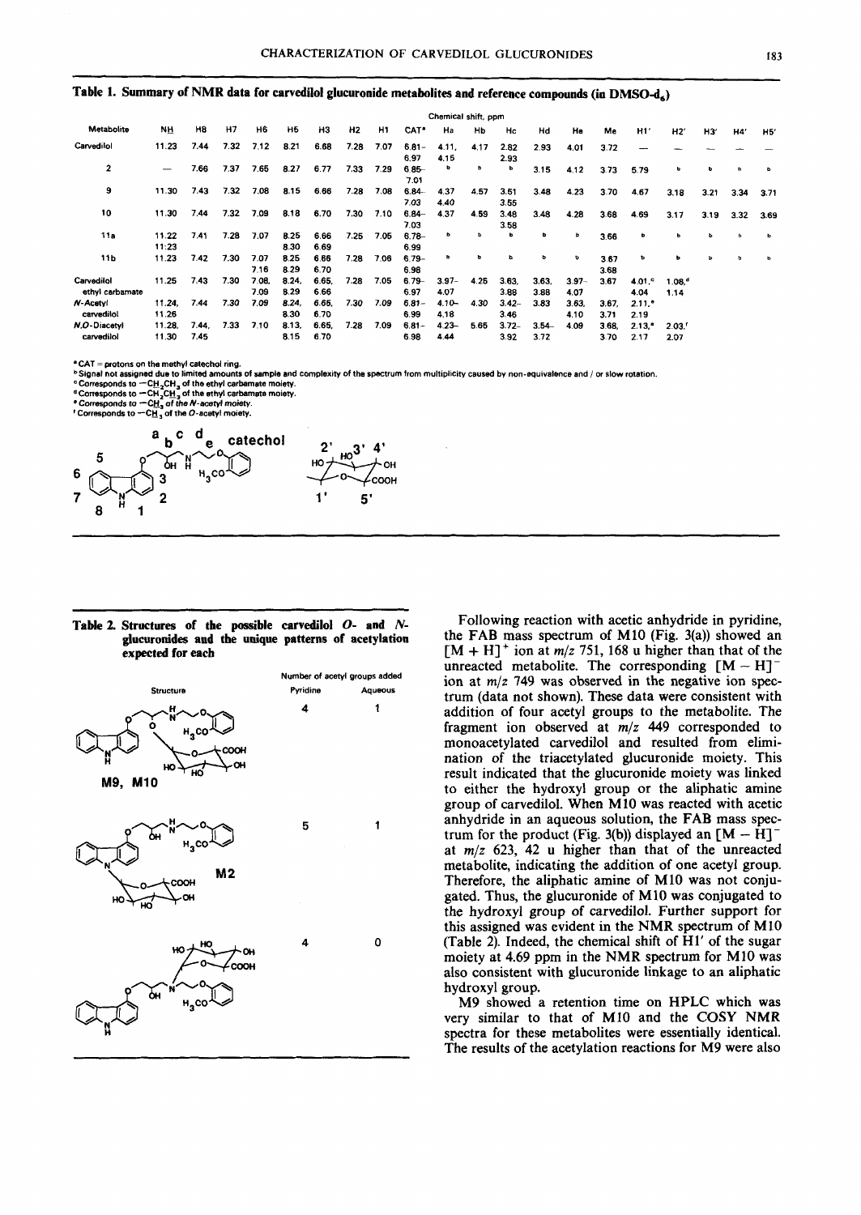**Table 1. Summary of NMR data for carvedilol glucuronide metabolites and reference compounds (in DMSO-d$_6$)**

| Metabolite | Chemical shift, ppm | | | | | | | | | | | | | | | | | | | |
|---|---|---|---|---|---|---|---|---|---|---|---|---|---|---|---|---|---|---|---|---|
| | NH | H8 | H7 | H6 | H5 | H3 | H2 | H1 | CAT[a] | Ha | Hb | Hc | Hd | He | Me | H1' | H2' | H3' | H4' | H5' |
| Carvedilol | 11.23 | 7.44 | 7.32 | 7.12 | 8.21 | 6.68 | 7.28 | 7.07 | 6.81–6.97 | 4.11, 4.15 | 4.17 | 2.82 2.93 | 2.93 | 4.01 | 3.72 | — | — | — | — | — |
| 2 | — | 7.66 | 7.37 | 7.65 | 8.27 | 6.77 | 7.33 | 7.29 | 6.85–7.01 | b | b | b | 3.15 | 4.12 | 3.73 | 5.79 | b | b | b | b |
| 9 | 11.30 | 7.43 | 7.32 | 7.08 | 8.15 | 6.66 | 7.28 | 7.08 | 6.84–7.03 | 4.37 4.40 | 4.57 | 3.51 3.55 | 3.48 | 4.23 | 3.70 | 4.67 | 3.18 | 3.21 | 3.34 | 3.71 |
| 10 | 11.30 | 7.44 | 7.32 | 7.09 | 8.18 | 6.70 | 7.30 | 7.10 | 6.84–7.03 | 4.37 | 4.59 | 3.48 3.58 | 3.48 | 4.28 | 3.68 | 4.69 | 3.17 | 3.19 | 3.32 | 3.69 |
| 11a | 11.22 11:23 | 7.41 | 7.28 | 7.07 | 8.25 8.30 | 6.66 6.69 | 7.25 | 7.05 | 6.78–6.99 | b | b | b | b | b | 3.66 | b | b | b | b | b |
| 11b | 11.23 | 7.42 | 7.30 | 7.07 7.16 | 8.25 8.29 | 6.66 6.70 | 7.28 | 7.06 | 6.79–6.98 | b | b | b | b | b | 3.67 3.68 | b | b | b | b | b |
| Carvedilol ethyl carbamate | 11.25 | 7.43 | 7.30 | 7.08, 7.09 | 8.24, 8.29 | 6.65, 6.66 | 7.28 | 7.05 | 6.79–6.97 | 3.97–4.07 | 4.25 | 3.63, 3.88 | 3.63, 3.88 | 3.97–4.07 | 3.67 | 4.01,[c] 4.04 | 1.08,[d] 1.14 | | | |
| N-Acetyl carvedilol | 11.24, 11.26 | 7.44 | 7.30 | 7.09 | 8.24, 8.30 | 6.65, 6.70 | 7.30 | 7.09 | 6.81–6.99 | 4.10–4.18 | 4.30 | 3.42–3.46 | 3.83 | 3.63, 4.10 | 3.67, 3.71 | 2.11,[e] 2.19 | | | | |
| N,O-Diacetyl carvedilol | 11.28, 11.30 | 7.44, 7.45 | 7.33 | 7.10 | 8.13, 8.15 | 6.65, 6.70 | 7.28 | 7.09 | 6.81–6.98 | 4.23–4.44 | 5.65 | 3.72–3.92 | 3.54–3.72 | 4.09 | 3.68, 3.70 | 2.13,[e] 2.17 | 2.03,[f] 2.07 | | | |

[a] CAT = protons on the methyl catechol ring.
[b] Signal not assigned due to limited amounts of sample and complexity of the spectrum from multiplicity caused by non-equivalence and / or slow rotation.
[c] Corresponds to $-CH_2CH_3$ of the ethyl carbamate moiety.
[d] Corresponds to $-CH_2CH_3$ of the ethyl carbamate moiety.
[e] Corresponds to $-CH_3$ of the N-acetyl moiety.
[f] Corresponds to $-CH_3$ of the O-acetyl moiety.

**Table 2. Structures of the possible carvedilol O- and N-glucuronides and the unique patterns of acetylation expected for each**

| Structure | Number of acetyl groups added: Pyridine | Aqueous |
|---|---|---|
| M9, M10 (O-glucuronide) | 4 | 1 |
| M2 (carbazole N-glucuronide) | 5 | 1 |
| Aliphatic amine N-glucuronide | 4 | 0 |

Following reaction with acetic anhydride in pyridine, the FAB mass spectrum of M10 (Fig. 3(a)) showed an $[M + H]^+$ ion at $m/z$ 751, 168 u higher than that of the unreacted metabolite. The corresponding $[M - H]^-$ ion at $m/z$ 749 was observed in the negative ion spectrum (data not shown). These data were consistent with addition of four acetyl groups to the metabolite. The fragment ion observed at $m/z$ 449 corresponded to monoacetylated carvedilol and resulted from elimination of the triacetylated glucuronide moiety. This result indicated that the glucuronide moiety was linked to either the hydroxyl group or the aliphatic amine group of carvedilol. When M10 was reacted with acetic anhydride in an aqueous solution, the FAB mass spectrum for the product (Fig. 3(b)) displayed an $[M - H]^-$ at $m/z$ 623, 42 u higher than that of the unreacted metabolite, indicating the addition of one acetyl group. Therefore, the aliphatic amine of M10 was not conjugated. Thus, the glucuronide of M10 was conjugated to the hydroxyl group of carvedilol. Further support for this assigned was evident in the NMR spectrum of M10 (Table 2). Indeed, the chemical shift of H1' of the sugar moiety at 4.69 ppm in the NMR spectrum for M10 was also consistent with glucuronide linkage to an aliphatic hydroxyl group.

M9 showed a retention time on HPLC which was very similar to that of M10 and the COSY NMR spectra for these metabolites were essentially identical. The results of the acetylation reactions for M9 were also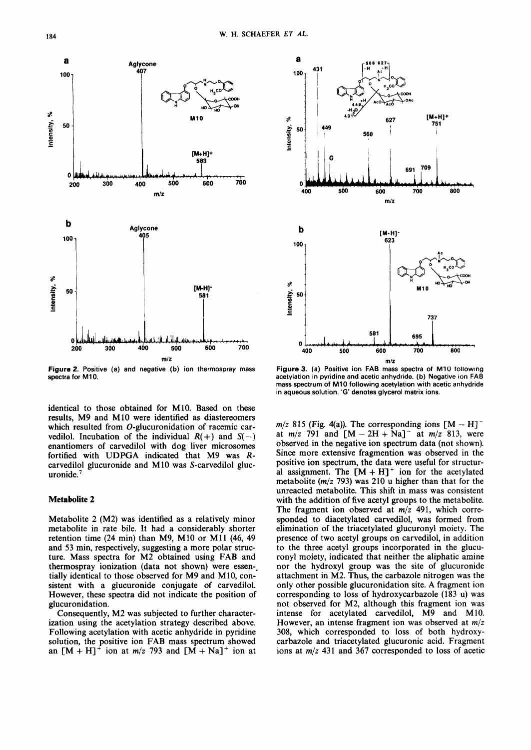Figure 2. Positive (a) and negative (b) ion thermospray mass spectra for M10.

Figure 3. (a) Positive ion FAB mass spectra of M10 following acetylation in pyridine and acetic anhydride. (b) Negative ion FAB mass spectrum of M10 following acetylation with acetic anhydride in aqueous solution. 'G' denotes glycerol matrix ions.

identical to those obtained for M10. Based on these results, M9 and M10 were identified as diastereomers which resulted from *O*-glucuronidation of racemic carvedilol. Incubation of the individual *R*(+) and *S*(−) enantiomers of carvedilol with dog liver microsomes fortified with UDPGA indicated that M9 was *R*-carvedilol glucuronide and M10 was *S*-carvedilol glucuronide.[7]

### Metabolite 2

Metabolite 2 (M2) was identified as a relatively minor metabolite in rate bile. It had a considerably shorter retention time (24 min) than M9, M10 or M11 (46, 49 and 53 min, respectively, suggesting a more polar structure. Mass spectra for M2 obtained using FAB and thermospray ionization (data not shown) were essentially identical to those observed for M9 and M10, consistent with a glucuronide conjugate of carvedilol. However, these spectra did not indicate the position of glucuronidation.

Consequently, M2 was subjected to further characterization using the acetylation strategy described above. Following acetylation with acetic anhydride in pyridine solution, the positive ion FAB mass spectrum showed an $[M + H]^+$ ion at *m/z* 793 and $[M + Na]^+$ ion at *m/z* 815 (Fig. 4(a)). The corresponding ions $[M - H]^-$ at *m/z* 791 and $[M - 2H + Na]^-$ at *m/z* 813, were observed in the negative ion spectrum data (not shown). Since more extensive fragmention was observed in the positive ion spectrum, the data were useful for structural assignment. The $[M + H]^+$ ion for the acetylated metabolite (*m/z* 793) was 210 u higher than that for the unreacted metabolite. This shift in mass was consistent with the addition of five acetyl groups to the metabolite. The fragment ion observed at *m/z* 491, which corresponded to diacetylated carvedilol, was formed from elimination of the triacetylated glucuronyl moiety. The presence of two acetyl groups on carvedilol, in addition to the three acetyl groups incorporated in the glucuronyl moiety, indicated that neither the aliphatic amine nor the hydroxyl group was the site of glucuronide attachment in M2. Thus, the carbazole nitrogen was the only other possible glucuronidation site. A fragment ion corresponding to loss of hydroxycarbazole (183 u) was not observed for M2, although this fragment ion was intense for acetylated carvedilol, M9 and M10. However, an intense fragment ion was observed at *m/z* 308, which corresponded to loss of both hydroxycarbazole and triacetylated glucuronic acid. Fragment ions at *m/z* 431 and 367 corresponded to loss of acetic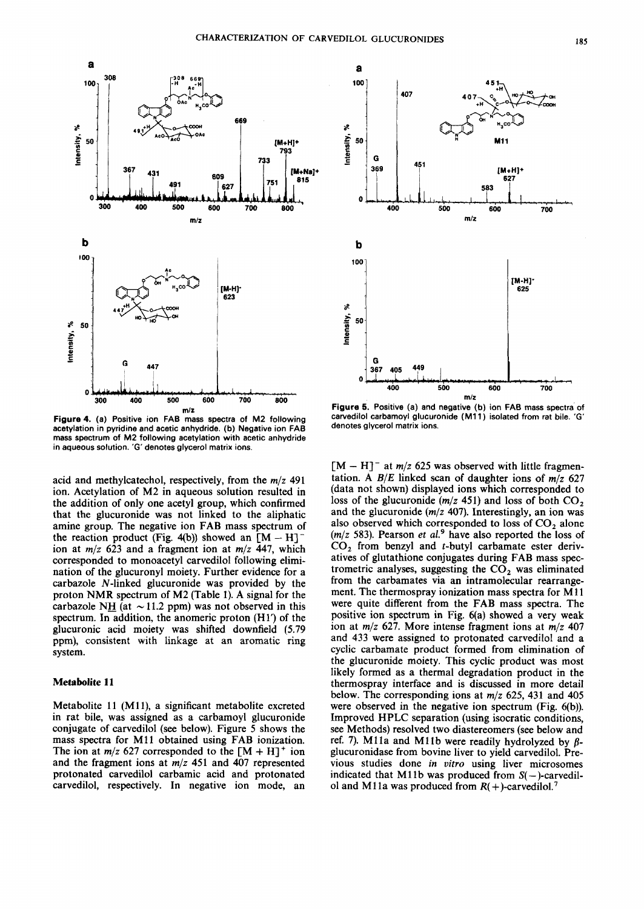Figure 4. (a) Positive ion FAB mass spectra of M2 following acetylation in pyridine and acetic anhydride. (b) Negative ion FAB mass spectrum of M2 following acetylation with acetic anhydride in aqueous solution. 'G' denotes glycerol matrix ions.

Figure 5. Positive (a) and negative (b) ion FAB mass spectra of carvedilol carbamoyl glucuronide (M11) isolated from rat bile. 'G' denotes glycerol matrix ions.

acid and methylcatechol, respectively, from the $m/z$ 491 ion. Acetylation of M2 in aqueous solution resulted in the addition of only one acetyl group, which confirmed that the glucuronide was not linked to the aliphatic amine group. The negative ion FAB mass spectrum of the reaction product (Fig. 4(b)) showed an $[M - H]^-$ ion at $m/z$ 623 and a fragment ion at $m/z$ 447, which corresponded to monoacetyl carvedilol following elimination of the glucuronyl moiety. Further evidence for a carbazole N-linked glucuronide was provided by the proton NMR spectrum of M2 (Table 1). A signal for the carbazole N<u>H</u> (at ~11.2 ppm) was not observed in this spectrum. In addition, the anomeric proton (H1') of the glucuronic acid moiety was shifted downfield (5.79 ppm), consistent with linkage at an aromatic ring system.

### Metabolite 11

Metabolite 11 (M11), a significant metabolite excreted in rat bile, was assigned as a carbamoyl glucuronide conjugate of carvedilol (see below). Figure 5 shows the mass spectra for M11 obtained using FAB ionization. The ion at $m/z$ 627 corresponded to the $[M + H]^+$ ion and the fragment ions at $m/z$ 451 and 407 represented protonated carvedilol carbamic acid and protonated carvedilol, respectively. In negative ion mode, an $[M - H]^-$ at $m/z$ 625 was observed with little fragmentation. A $B/E$ linked scan of daughter ions of $m/z$ 627 (data not shown) displayed ions which corresponded to loss of the glucuronide ($m/z$ 451) and loss of both $CO_2$ and the glucuronide ($m/z$ 407). Interestingly, an ion was also observed which corresponded to loss of $CO_2$ alone ($m/z$ 583). Pearson *et al.*[9] have also reported the loss of $CO_2$ from benzyl and *t*-butyl carbamate ester derivatives of glutathione conjugates during FAB mass spectrometric analyses, suggesting the $CO_2$ was eliminated from the carbamates via an intramolecular rearrangement. The thermospray ionization mass spectra for M11 were quite different from the FAB mass spectra. The positive ion spectrum in Fig. 6(a) showed a very weak ion at $m/z$ 627. More intense fragment ions at $m/z$ 407 and 433 were assigned to protonated carvedilol and a cyclic carbamate product formed from elimination of the glucuronide moiety. This cyclic product was most likely formed as a thermal degradation product in the thermospray interface and is discussed in more detail below. The corresponding ions at $m/z$ 625, 431 and 405 were observed in the negative ion spectrum (Fig. 6(b)). Improved HPLC separation (using isocratic conditions, see Methods) resolved two diastereomers (see below and ref. 7). M11a and M11b were readily hydrolyzed by β-glucuronidase from bovine liver to yield carvedilol. Previous studies done *in vitro* using liver microsomes indicated that M11b was produced from *S*(−)-carvedilol and M11a was produced from *R*(+)-carvedilol.[7]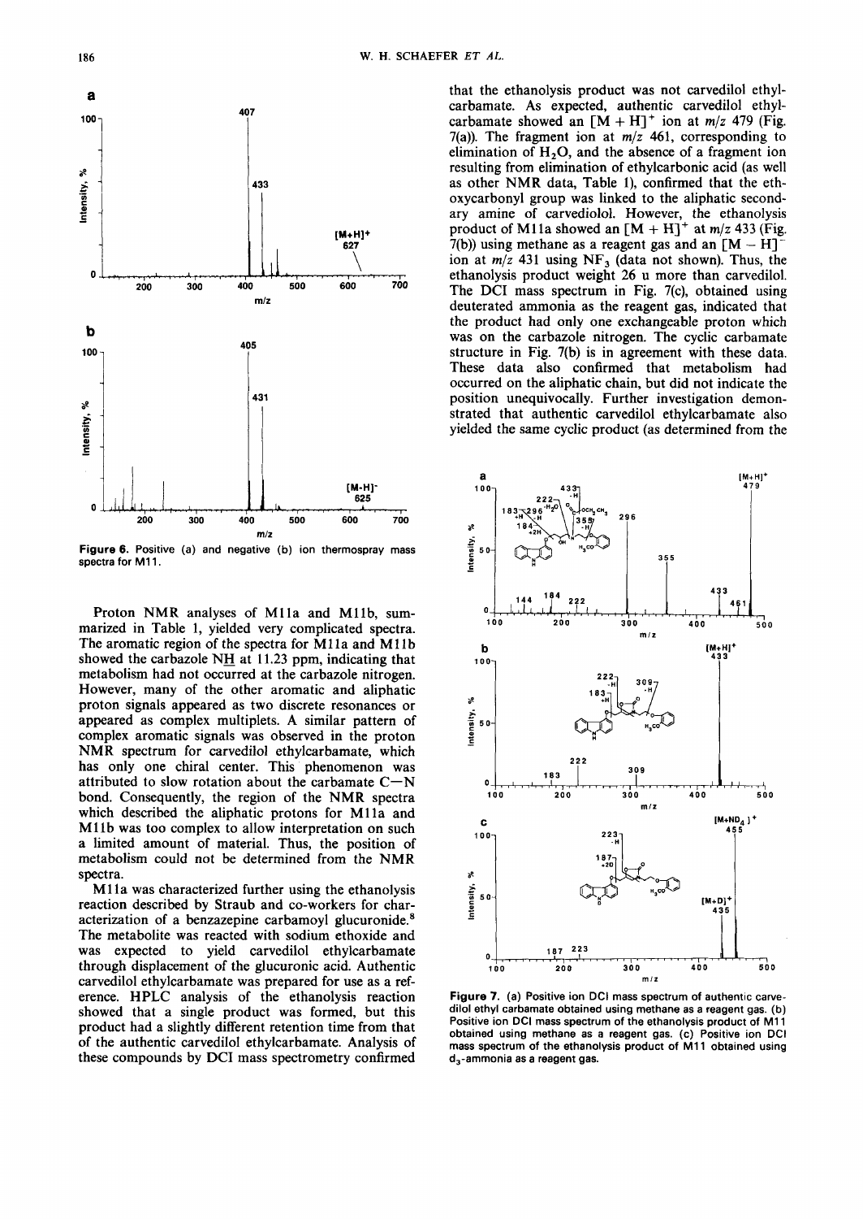Figure 6. Positive (a) and negative (b) ion thermospray mass spectra for M11.

Proton NMR analyses of M11a and M11b, summarized in Table 1, yielded very complicated spectra. The aromatic region of the spectra for M11a and M11b showed the carbazole N<u>H</u> at 11.23 ppm, indicating that metabolism had not occurred at the carbazole nitrogen. However, many of the other aromatic and aliphatic proton signals appeared as two discrete resonances or appeared as complex multiplets. A similar pattern of complex aromatic signals was observed in the proton NMR spectrum for carvedilol ethylcarbamate, which has only one chiral center. This phenomenon was attributed to slow rotation about the carbamate C—N bond. Consequently, the region of the NMR spectra which described the aliphatic protons for M11a and M11b was too complex to allow interpretation on such a limited amount of material. Thus, the position of metabolism could not be determined from the NMR spectra.

M11a was characterized further using the ethanolysis reaction described by Straub and co-workers for characterization of a benzazepine carbamoyl glucuronide.[8] The metabolite was reacted with sodium ethoxide and was expected to yield carvedilol ethylcarbamate through displacement of the glucuronic acid. Authentic carvedilol ethylcarbamate was prepared for use as a reference. HPLC analysis of the ethanolysis reaction showed that a single product was formed, but this product had a slightly different retention time from that of the authentic carvedilol ethylcarbamate. Analysis of these compounds by DCI mass spectrometry confirmed that the ethanolysis product was not carvedilol ethylcarbamate. As expected, authentic carvedilol ethylcarbamate showed an $[M + H]^+$ ion at $m/z$ 479 (Fig. 7(a)). The fragment ion at $m/z$ 461, corresponding to elimination of $H_2O$, and the absence of a fragment ion resulting from elimination of ethylcarbonic acid (as well as other NMR data, Table 1), confirmed that the ethoxycarbonyl group was linked to the aliphatic secondary amine of carvediolol. However, the ethanolysis product of M11a showed an $[M + H]^+$ at $m/z$ 433 (Fig. 7(b)) using methane as a reagent gas and an $[M - H]^-$ ion at $m/z$ 431 using $NF_3$ (data not shown). Thus, the ethanolysis product weight 26 u more than carvedilol. The DCI mass spectrum in Fig. 7(c), obtained using deuterated ammonia as the reagent gas, indicated that the product had only one exchangeable proton which was on the carbazole nitrogen. The cyclic carbamate structure in Fig. 7(b) is in agreement with these data. These data also confirmed that metabolism had occurred on the aliphatic chain, but did not indicate the position unequivocally. Further investigation demonstrated that authentic carvedilol ethylcarbamate also yielded the same cyclic product (as determined from the

Figure 7. (a) Positive ion DCI mass spectrum of authentic carvedilol ethyl carbamate obtained using methane as a reagent gas. (b) Positive ion DCI mass spectrum of the ethanolysis product of M11 obtained using methane as a reagent gas. (c) Positive ion DCI mass spectrum of the ethanolysis product of M11 obtained using $d_3$-ammonia as a reagent gas.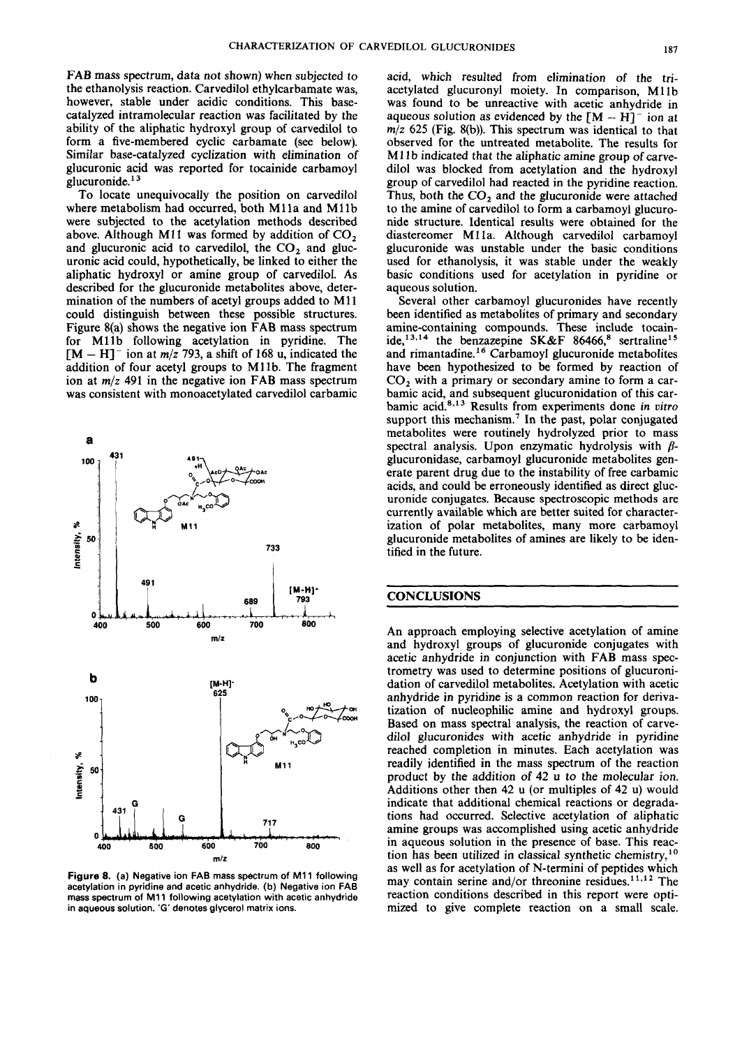FAB mass spectrum, data not shown) when subjected to the ethanolysis reaction. Carvedilol ethylcarbamate was, however, stable under acidic conditions. This base-catalyzed intramolecular reaction was facilitated by the ability of the aliphatic hydroxyl group of carvedilol to form a five-membered cyclic carbamate (see below). Similar base-catalyzed cyclization with elimination of glucuronic acid was reported for tocainide carbamoyl glucuronide.[13]

To locate unequivocally the position on carvedilol where metabolism had occurred, both M11a and M11b were subjected to the acetylation methods described above. Although M11 was formed by addition of $CO_2$ and glucuronic acid to carvedilol, the $CO_2$ and glucuronic acid could, hypothetically, be linked to either the aliphatic hydroxyl or amine group of carvedilol. As described for the glucuronide metabolites above, determination of the numbers of acetyl groups added to M11 could distinguish between these possible structures. Figure 8(a) shows the negative ion FAB mass spectrum for M11b following acetylation in pyridine. The $[M - H]^-$ ion at $m/z$ 793, a shift of 168 u, indicated the addition of four acetyl groups to M11b. The fragment ion at $m/z$ 491 in the negative ion FAB mass spectrum was consistent with monoacetylated carvedilol carbamic acid, which resulted from elimination of the tri-acetylated glucuronyl moiety. In comparison, M11b was found to be unreactive with acetic anhydride in aqueous solution as evidenced by the $[M - H]^-$ ion at $m/z$ 625 (Fig. 8(b)). This spectrum was identical to that observed for the untreated metabolite. The results for M11b indicated that the aliphatic amine group of carvedilol was blocked from acetylation and the hydroxyl group of carvedilol had reacted in the pyridine reaction. Thus, both the $CO_2$ and the glucuronide were attached to the amine of carvedilol to form a carbamoyl glucuronide structure. Identical results were obtained for the diastereomer M11a. Although carvedilol carbamoyl glucuronide was unstable under the basic conditions used for ethanolysis, it was stable under the weakly basic conditions used for acetylation in pyridine or aqueous solution.

Several other carbamoyl glucuronides have recently been identified as metabolites of primary and secondary amine-containing compounds. These include tocainide,[13,14] the benzazepine SK&F 86466,[8] sertraline[15] and rimantadine.[16] Carbamoyl glucuronide metabolites have been hypothesized to be formed by reaction of $CO_2$ with a primary or secondary amine to form a carbamic acid, and subsequent glucuronidation of this carbamic acid.[8,13] Results from experiments done *in vitro* support this mechanism.[7] In the past, polar conjugated metabolites were routinely hydrolyzed prior to mass spectral analysis. Upon enzymatic hydrolysis with $\beta$-glucuronidase, carbamoyl glucuronide metabolites generate parent drug due to the instability of free carbamic acids, and could be erroneously identified as direct glucuronide conjugates. Because spectroscopic methods are currently available which are better suited for characterization of polar metabolites, many more carbamoyl glucuronide metabolites of amines are likely to be identified in the future.

**Figure 8.** (a) Negative ion FAB mass spectrum of M11 following acetylation in pyridine and acetic anhydride. (b) Negative ion FAB mass spectrum of M11 following acetylation with acetic anhydride in aqueous solution. 'G' denotes glycerol matrix ions.

## CONCLUSIONS

An approach employing selective acetylation of amine and hydroxyl groups of glucuronide conjugates with acetic anhydride in conjunction with FAB mass spectrometry was used to determine positions of glucuronidation of carvedilol metabolites. Acetylation with acetic anhydride in pyridine is a common reaction for derivatization of nucleophilic amine and hydroxyl groups. Based on mass spectral analysis, the reaction of carvedilol glucuronides with acetic anhydride in pyridine reached completion in minutes. Each acetylation was readily identified in the mass spectrum of the reaction product by the addition of 42 u to the molecular ion. Additions other then 42 u (or multiples of 42 u) would indicate that additional chemical reactions or degradations had occurred. Selective acetylation of aliphatic amine groups was accomplished using acetic anhydride in aqueous solution in the presence of base. This reaction has been utilized in classical synthetic chemistry,[10] as well as for acetylation of N-termini of peptides which may contain serine and/or threonine residues.[11,12] The reaction conditions described in this report were optimized to give complete reaction on a small scale.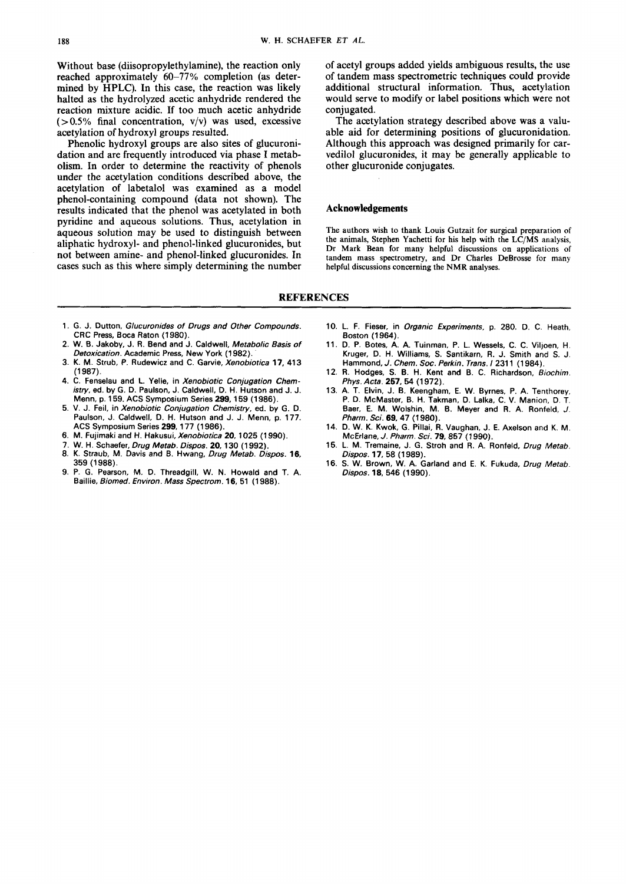Without base (diisopropylethylamine), the reaction only reached approximately 60–77% completion (as determined by HPLC). In this case, the reaction was likely halted as the hydrolyzed acetic anhydride rendered the reaction mixture acidic. If too much acetic anhydride (>0.5% final concentration, v/v) was used, excessive acetylation of hydroxyl groups resulted.

Phenolic hydroxyl groups are also sites of glucuronidation and are frequently introduced via phase I metabolism. In order to determine the reactivity of phenols under the acetylation conditions described above, the acetylation of labetalol was examined as a model phenol-containing compound (data not shown). The results indicated that the phenol was acetylated in both pyridine and aqueous solutions. Thus, acetylation in aqueous solution may be used to distinguish between aliphatic hydroxyl- and phenol-linked glucuronides, but not between amine- and phenol-linked glucuronides. In cases such as this where simply determining the number of acetyl groups added yields ambiguous results, the use of tandem mass spectrometric techniques could provide additional structural information. Thus, acetylation would serve to modify or label positions which were not conjugated.

The acetylation strategy described above was a valuable aid for determining positions of glucuronidation. Although this approach was designed primarily for carvedilol glucuronides, it may be generally applicable to other glucuronide conjugates.

## Acknowledgements

The authors wish to thank Louis Gutzait for surgical preparation of the animals, Stephen Yachetti for his help with the LC/MS analysis, Dr Mark Bean for many helpful discussions on applications of tandem mass spectrometry, and Dr Charles DeBrosse for many helpful discussions concerning the NMR analyses.

## REFERENCES

1. G. J. Dutton, *Glucuronides of Drugs and Other Compounds*. CRC Press, Boca Raton (1980).
2. W. B. Jakoby, J. R. Bend and J. Caldwell, *Metabolic Basis of Detoxication*. Academic Press, New York (1982).
3. K. M. Strub, P. Rudewicz and C. Garvie, *Xenobiotica* **17**, 413 (1987).
4. C. Fenselau and L. Yelle, in *Xenobiotic Conjugation Chemistry*, ed. by G. D. Paulson, J. Caldwell, D. H. Hutson and J. J. Menn, p. 159. ACS Symposium Series **299**, 159 (1986).
5. V. J. Feil, in *Xenobiotic Conjugation Chemistry*, ed. by G. D. Paulson, J. Caldwell, D. H. Hutson and J. J. Menn, p. 177. ACS Symposium Series **299**, 177 (1986).
6. M. Fujimaki and H. Hakusui, *Xenobiotica* **20**, 1025 (1990).
7. W. H. Schaefer, *Drug Metab. Dispos.* **20**, 130 (1992).
8. K. Straub, M. Davis and B. Hwang, *Drug Metab. Dispos.* **16**, 359 (1988).
9. P. G. Pearson, M. D. Threadgill, W. N. Howald and T. A. Baillie, *Biomed. Environ. Mass Spectrom.* **16**, 51 (1988).
10. L. F. Fieser, in *Organic Experiments*, p. 280. D. C. Heath, Boston (1964).
11. D. P. Botes, A. A. Tuinman, P. L. Wessels, C. C. Viljoen, H. Kruger, D. H. Williams, S. Santikarn, R. J. Smith and S. J. Hammond, *J. Chem. Soc. Perkin. Trans. I* 2311 (1984).
12. R. Hodges, S. B. H. Kent and B. C. Richardson, *Biochim. Phys. Acta.* **257**, 54 (1972).
13. A. T. Elvin, J. B. Keengham, E. W. Byrnes, P. A. Tenthorey, P. D. McMaster, B. H. Takman, D. Lalka, C. V. Manion, D. T. Baer, E. M. Wolshin, M. B. Meyer and R. A. Ronfeld, *J. Pharm. Sci.* **69**, 47 (1980).
14. D. W. K. Kwok, G. Pillai, R. Vaughan, J. E. Axelson and K. M. McErlane, *J. Pharm. Sci.* **79**, 857 (1990).
15. L. M. Tremaine, J. G. Stroh and R. A. Ronfeld, *Drug Metab. Dispos.* **17**, 58 (1989).
16. S. W. Brown, W. A. Garland and E. K. Fukuda, *Drug Metab. Dispos.* **18**, 546 (1990).